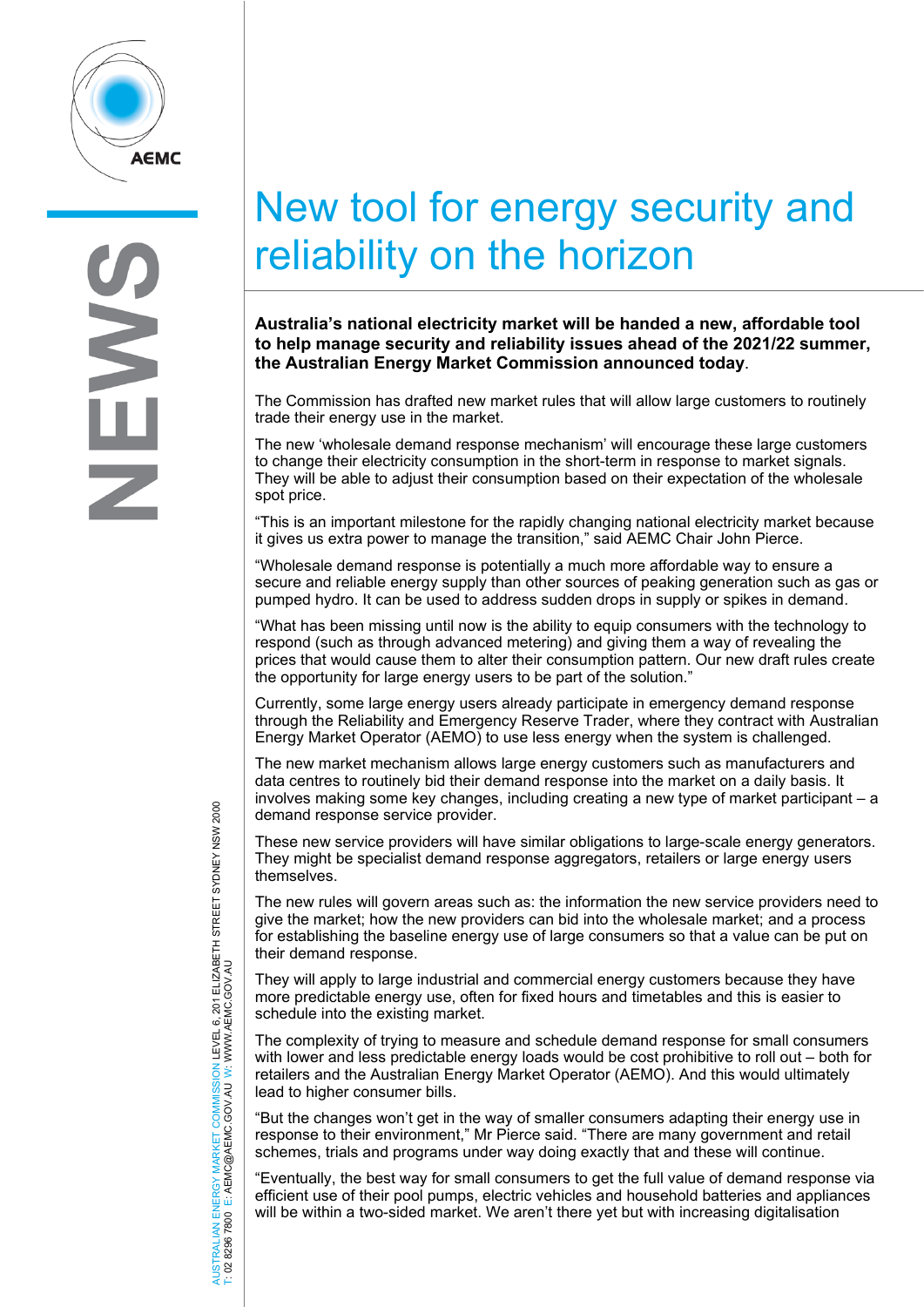# New tool for energy security and reliability on the horizon

**Australia's national electricity market will be handed a new, affordable tool to help manage security and reliability issues ahead of the 2021/22 summer, the Australian Energy Market Commission announced today**.

The Commission has drafted new market rules that will allow large customers to routinely trade their energy use in the market.

The new 'wholesale demand response mechanism' will encourage these large customers to change their electricity consumption in the short-term in response to market signals. They will be able to adjust their consumption based on their expectation of the wholesale spot price.

"This is an important milestone for the rapidly changing national electricity market because it gives us extra power to manage the transition," said AEMC Chair John Pierce.

"Wholesale demand response is potentially a much more affordable way to ensure a secure and reliable energy supply than other sources of peaking generation such as gas or pumped hydro. It can be used to address sudden drops in supply or spikes in demand.

"What has been missing until now is the ability to equip consumers with the technology to respond (such as through advanced metering) and giving them a way of revealing the prices that would cause them to alter their consumption pattern. Our new draft rules create the opportunity for large energy users to be part of the solution."

Currently, some large energy users already participate in emergency demand response through the Reliability and Emergency Reserve Trader, where they contract with Australian Energy Market Operator (AEMO) to use less energy when the system is challenged.

The new market mechanism allows large energy customers such as manufacturers and data centres to routinely bid their demand response into the market on a daily basis. It involves making some key changes, including creating a new type of market participant – a demand response service provider.

These new service providers will have similar obligations to large-scale energy generators. They might be specialist demand response aggregators, retailers or large energy users themselves.

The new rules will govern areas such as: the information the new service providers need to give the market; how the new providers can bid into the wholesale market; and a process for establishing the baseline energy use of large consumers so that a value can be put on their demand response.

They will apply to large industrial and commercial energy customers because they have more predictable energy use, often for fixed hours and timetables and this is easier to schedule into the existing market.

The complexity of trying to measure and schedule demand response for small consumers with lower and less predictable energy loads would be cost prohibitive to roll out – both for retailers and the Australian Energy Market Operator (AEMO). And this would ultimately lead to higher consumer bills.

"But the changes won't get in the way of smaller consumers adapting their energy use in response to their environment," Mr Pierce said. "There are many government and retail schemes, trials and programs under way doing exactly that and these will continue.

"Eventually, the best way for small consumers to get the full value of demand response via efficient use of their pool pumps, electric vehicles and household batteries and appliances will be within a two-sided market. We aren't there yet but with increasing digitalisation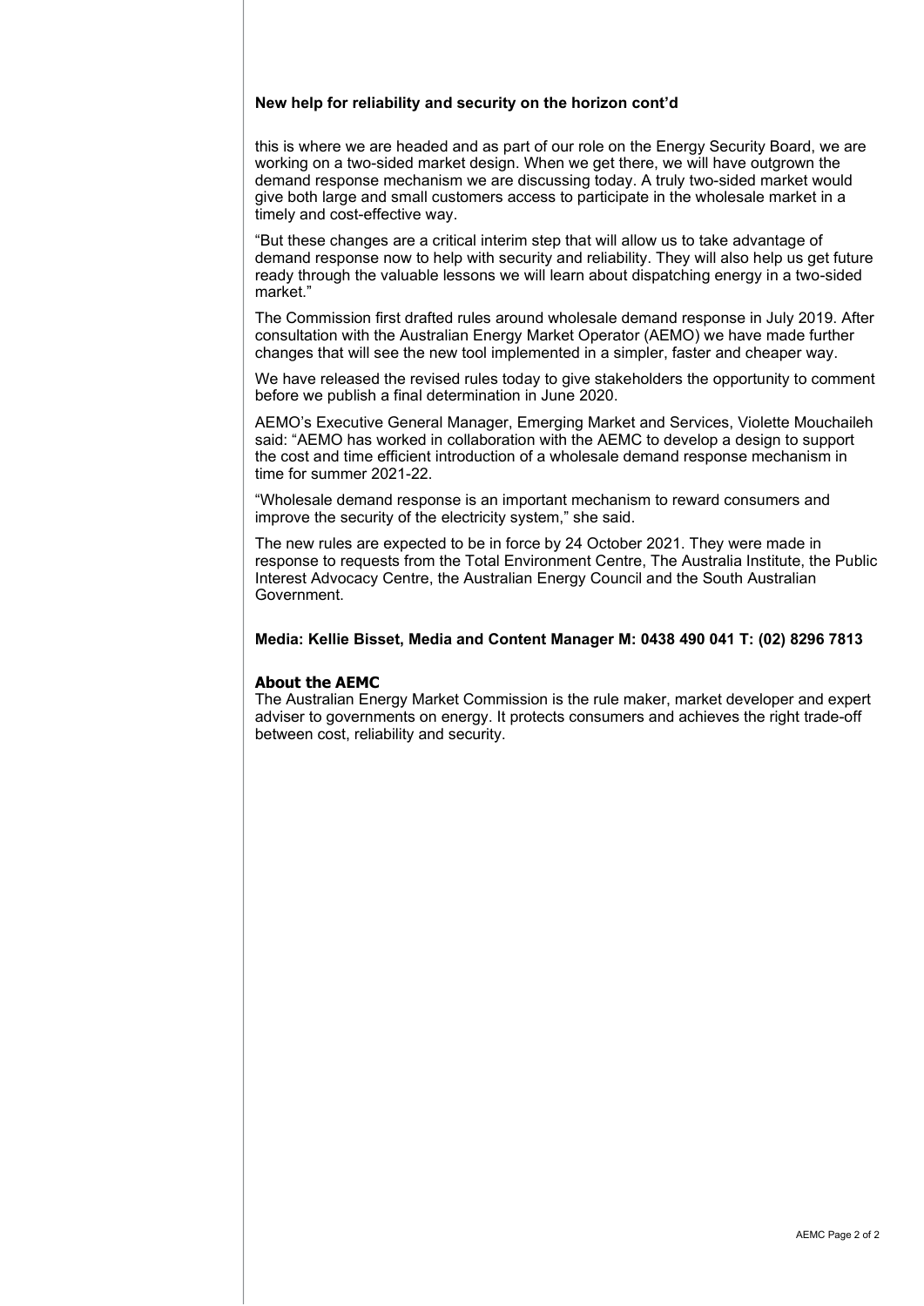**New help for reliability and security on the horizon cont'd**

this is where we are headed and as part of our role on the Energy Security Board, we are working on a two-sided market design. When we get there, we will have outgrown the demand response mechanism we are discussing today. A truly two-sided market would give both large and small customers access to participate in the wholesale market in a timely and cost-effective way.

"But these changes are a critical interim step that will allow us to take advantage of demand response now to help with security and reliability. They will also help us get future ready through the valuable lessons we will learn about dispatching energy in a two-sided market."

The Commission first drafted rules around wholesale demand response in July 2019. After consultation with the Australian Energy Market Operator (AEMO) we have made further changes that will see the new tool implemented in a simpler, faster and cheaper way.

We have released the revised rules today to give stakeholders the opportunity to comment before we publish a final determination in June 2020.

AEMO's Executive General Manager, Emerging Market and Services, Violette Mouchaileh said: "AEMO has worked in collaboration with the AEMC to develop a design to support the cost and time efficient introduction of a wholesale demand response mechanism in time for summer 2021-22.

"Wholesale demand response is an important mechanism to reward consumers and improve the security of the electricity system," she said.

The new rules are expected to be in force by 24 October 2021. They were made in response to requests from the Total Environment Centre, The Australia Institute, the Public Interest Advocacy Centre, the Australian Energy Council and the South Australian Government.

**Media: Kellie Bisset, Media and Content Manager M: 0438 490 041 T: (02) 8296 7813**

**About the AEMC**

The Australian Energy Market Commission is the rule maker, market developer and expert adviser to governments on energy. It protects consumers and achieves the right trade-off between cost, reliability and security.